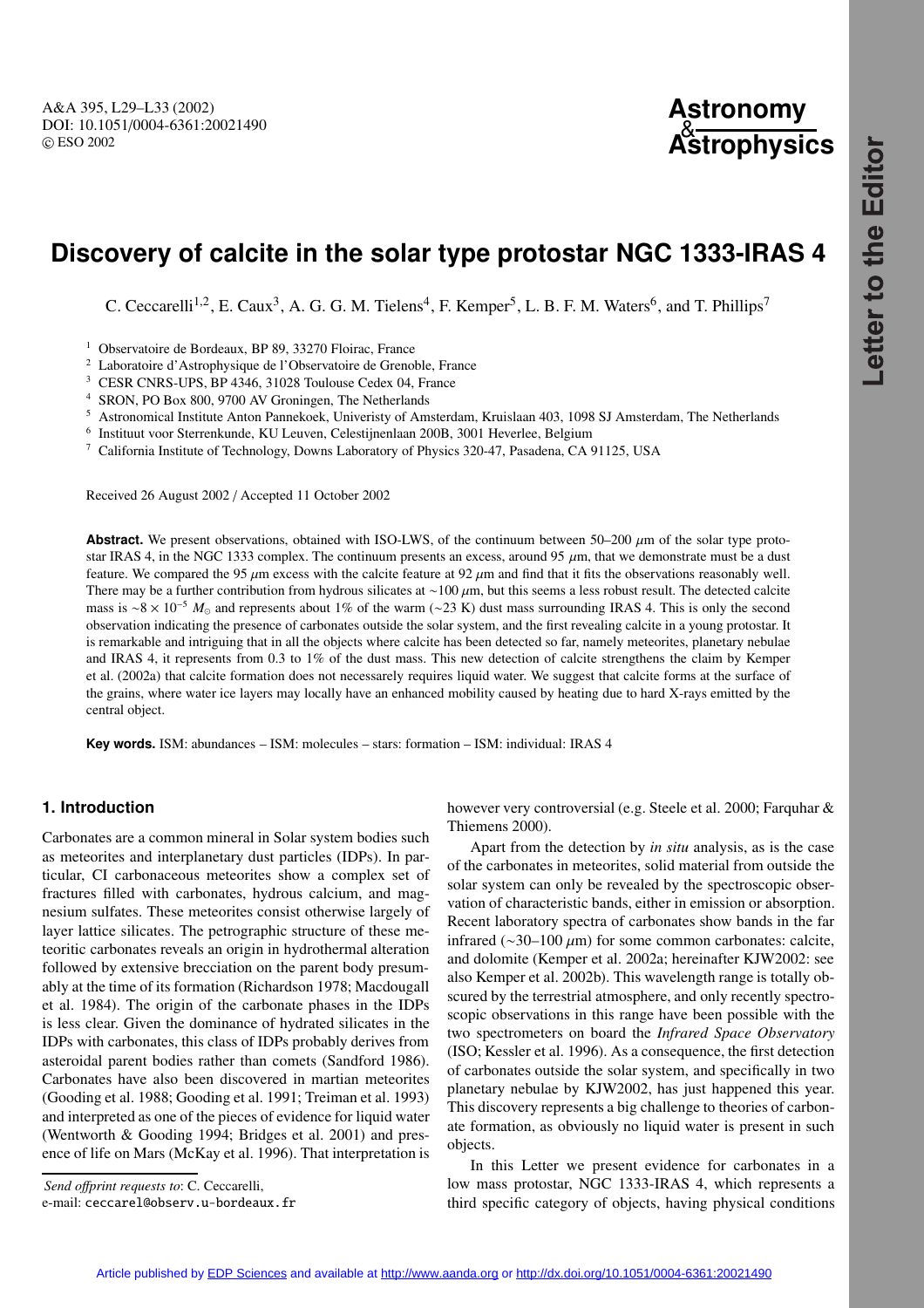# Discovery of calcite in the solar type protostar NGC 1333-IRAS 4

C. Ceccarelli[1,2], E. Caux[3], A. G. G. M. Tielens[4], F. Kemper[5], L. B. F. M. Waters[6], and T. Phillips[7]

[1] Observatoire de Bordeaux, BP 89, 33270 Floirac, France
[2] Laboratoire d'Astrophysique de l'Observatoire de Grenoble, France
[3] CESR CNRS-UPS, BP 4346, 31028 Toulouse Cedex 04, France
[4] SRON, PO Box 800, 9700 AV Groningen, The Netherlands
[5] Astronomical Institute Anton Pannekoek, Univeristy of Amsterdam, Kruislaan 403, 1098 SJ Amsterdam, The Netherlands
[6] Instituut voor Sterrenkunde, KU Leuven, Celestijnenlaan 200B, 3001 Heverlee, Belgium
[7] California Institute of Technology, Downs Laboratory of Physics 320-47, Pasadena, CA 91125, USA

Received 26 August 2002 / Accepted 11 October 2002

**Abstract.** We present observations, obtained with ISO-LWS, of the continuum between 50–200 $\mu$m of the solar type protostar IRAS 4, in the NGC 1333 complex. The continuum presents an excess, around 95 $\mu$m, that we demonstrate must be a dust feature. We compared the 95 $\mu$m excess with the calcite feature at 92 $\mu$m and find that it fits the observations reasonably well. There may be a further contribution from hydrous silicates at $\sim$100 $\mu$m, but this seems a less robust result. The detected calcite mass is $\sim 8 \times 10^{-5}$ $M_\odot$ and represents about 1% of the warm ($\sim$23 K) dust mass surrounding IRAS 4. This is only the second observation indicating the presence of carbonates outside the solar system, and the first revealing calcite in a young protostar. It is remarkable and intriguing that in all the objects where calcite has been detected so far, namely meteorites, planetary nebulae and IRAS 4, it represents from 0.3 to 1% of the dust mass. This new detection of calcite strengthens the claim by Kemper et al. (2002a) that calcite formation does not necessarely requires liquid water. We suggest that calcite forms at the surface of the grains, where water ice layers may locally have an enhanced mobility caused by heating due to hard X-rays emitted by the central object.

**Key words.** ISM: abundances – ISM: molecules – stars: formation – ISM: individual: IRAS 4

## 1. Introduction

Carbonates are a common mineral in Solar system bodies such as meteorites and interplanetary dust particles (IDPs). In particular, CI carbonaceous meteorites show a complex set of fractures filled with carbonates, hydrous calcium, and magnesium sulfates. These meteorites consist otherwise largely of layer lattice silicates. The petrographic structure of these meteoritic carbonates reveals an origin in hydrothermal alteration followed by extensive brecciation on the parent body presumably at the time of its formation (Richardson 1978; Macdougall et al. 1984). The origin of the carbonate phases in the IDPs is less clear. Given the dominance of hydrated silicates in the IDPs with carbonates, this class of IDPs probably derives from asteroidal parent bodies rather than comets (Sandford 1986). Carbonates have also been discovered in martian meteorites (Gooding et al. 1988; Gooding et al. 1991; Treiman et al. 1993) and interpreted as one of the pieces of evidence for liquid water (Wentworth & Gooding 1994; Bridges et al. 2001) and presence of life on Mars (McKay et al. 1996). That interpretation is however very controversial (e.g. Steele et al. 2000; Farquhar & Thiemens 2000).

Apart from the detection by *in situ* analysis, as is the case of the carbonates in meteorites, solid material from outside the solar system can only be revealed by the spectroscopic observation of characteristic bands, either in emission or absorption. Recent laboratory spectra of carbonates show bands in the far infrared ($\sim$30–100 $\mu$m) for some common carbonates: calcite, and dolomite (Kemper et al. 2002a; hereinafter KJW2002: see also Kemper et al. 2002b). This wavelength range is totally obscured by the terrestrial atmosphere, and only recently spectroscopic observations in this range have been possible with the two spectrometers on board the *Infrared Space Observatory* (ISO; Kessler et al. 1996). As a consequence, the first detection of carbonates outside the solar system, and specifically in two planetary nebulae by KJW2002, has just happened this year. This discovery represents a big challenge to theories of carbonate formation, as obviously no liquid water is present in such objects.

In this Letter we present evidence for carbonates in a low mass protostar, NGC 1333-IRAS 4, which represents a third specific category of objects, having physical conditions

*Send offprint requests to*: C. Ceccarelli,
e-mail: ceccarel@observ.u-bordeaux.fr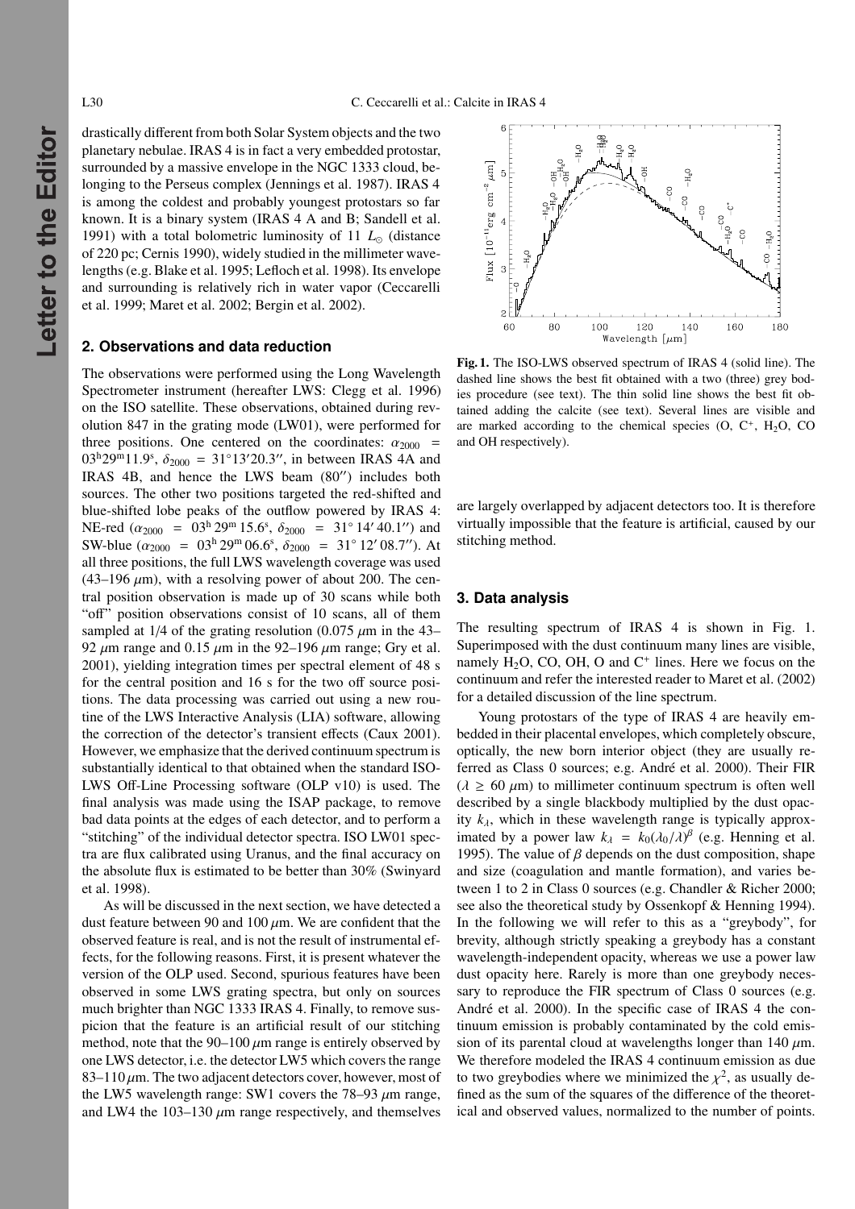drastically different from both Solar System objects and the two planetary nebulae. IRAS 4 is in fact a very embedded protostar, surrounded by a massive envelope in the NGC 1333 cloud, belonging to the Perseus complex (Jennings et al. 1987). IRAS 4 is among the coldest and probably youngest protostars so far known. It is a binary system (IRAS 4 A and B; Sandell et al. 1991) with a total bolometric luminosity of 11 $L_\odot$ (distance of 220 pc; Cernis 1990), widely studied in the millimeter wavelengths (e.g. Blake et al. 1995; Lefloch et al. 1998). Its envelope and surrounding is relatively rich in water vapor (Ceccarelli et al. 1999; Maret et al. 2002; Bergin et al. 2002).

## 2. Observations and data reduction

The observations were performed using the Long Wavelength Spectrometer instrument (hereafter LWS: Clegg et al. 1996) on the ISO satellite. These observations, obtained during revolution 847 in the grating mode (LW01), were performed for three positions. One centered on the coordinates: $\alpha_{2000}$ = $03^h29^m11.9^s$, $\delta_{2000}$ = $31°13'20.3''$, in between IRAS 4A and IRAS 4B, and hence the LWS beam (80″) includes both sources. The other two positions targeted the red-shifted and blue-shifted lobe peaks of the outflow powered by IRAS 4: NE-red ($\alpha_{2000}$ = $03^h\,29^m\,15.6^s$, $\delta_{2000}$ = $31°\,14'\,40.1''$) and SW-blue ($\alpha_{2000}$ = $03^h\,29^m\,06.6^s$, $\delta_{2000}$ = $31°\,12'\,08.7''$). At all three positions, the full LWS wavelength coverage was used (43–196 $\mu$m), with a resolving power of about 200. The central position observation is made up of 30 scans while both "off" position observations consist of 10 scans, all of them sampled at 1/4 of the grating resolution (0.075 $\mu$m in the 43–92 $\mu$m range and 0.15 $\mu$m in the 92–196 $\mu$m range; Gry et al. 2001), yielding integration times per spectral element of 48 s for the central position and 16 s for the two off source positions. The data processing was carried out using a new routine of the LWS Interactive Analysis (LIA) software, allowing the correction of the detector's transient effects (Caux 2001). However, we emphasize that the derived continuum spectrum is substantially identical to that obtained when the standard ISO-LWS Off-Line Processing software (OLP v10) is used. The final analysis was made using the ISAP package, to remove bad data points at the edges of each detector, and to perform a "stitching" of the individual detector spectra. ISO LW01 spectra are flux calibrated using Uranus, and the final accuracy on the absolute flux is estimated to be better than 30% (Swinyard et al. 1998).

As will be discussed in the next section, we have detected a dust feature between 90 and 100 $\mu$m. We are confident that the observed feature is real, and is not the result of instrumental effects, for the following reasons. First, it is present whatever the version of the OLP used. Second, spurious features have been observed in some LWS grating spectra, but only on sources much brighter than NGC 1333 IRAS 4. Finally, to remove suspicion that the feature is an artificial result of our stitching method, note that the 90–100 $\mu$m range is entirely observed by one LWS detector, i.e. the detector LW5 which covers the range 83–110 $\mu$m. The two adjacent detectors cover, however, most of the LW5 wavelength range: SW1 covers the 78–93 $\mu$m range, and LW4 the 103–130 $\mu$m range respectively, and themselves are largely overlapped by adjacent detectors too. It is therefore virtually impossible that the feature is artificial, caused by our stitching method.

**Fig. 1.** The ISO-LWS observed spectrum of IRAS 4 (solid line). The dashed line shows the best fit obtained with a two (three) grey bodies procedure (see text). The thin solid line shows the best fit obtained adding the calcite (see text). Several lines are visible and are marked according to the chemical species (O, $C^+$, $H_2O$, CO and OH respectively).

## 3. Data analysis

The resulting spectrum of IRAS 4 is shown in Fig. 1. Superimposed with the dust continuum many lines are visible, namely $H_2O$, CO, OH, O and $C^+$ lines. Here we focus on the continuum and refer the interested reader to Maret et al. (2002) for a detailed discussion of the line spectrum.

Young protostars of the type of IRAS 4 are heavily embedded in their placental envelopes, which completely obscure, optically, the new born interior object (they are usually referred as Class 0 sources; e.g. André et al. 2000). Their FIR ($\lambda \geq 60$ $\mu$m) to millimeter continuum spectrum is often well described by a single blackbody multiplied by the dust opacity $k_\lambda$, which in these wavelength range is typically approximated by a power law $k_\lambda = k_0(\lambda_0/\lambda)^\beta$ (e.g. Henning et al. 1995). The value of $\beta$ depends on the dust composition, shape and size (coagulation and mantle formation), and varies between 1 to 2 in Class 0 sources (e.g. Chandler & Richer 2000; see also the theoretical study by Ossenkopf & Henning 1994). In the following we will refer to this as a "greybody", for brevity, although strictly speaking a greybody has a constant wavelength-independent opacity, whereas we use a power law dust opacity here. Rarely is more than one greybody necessary to reproduce the FIR spectrum of Class 0 sources (e.g. André et al. 2000). In the specific case of IRAS 4 the continuum emission is probably contaminated by the cold emission of its parental cloud at wavelengths longer than 140 $\mu$m. We therefore modeled the IRAS 4 continuum emission as due to two greybodies where we minimized the $\chi^2$, as usually defined as the sum of the squares of the difference of the theoretical and observed values, normalized to the number of points.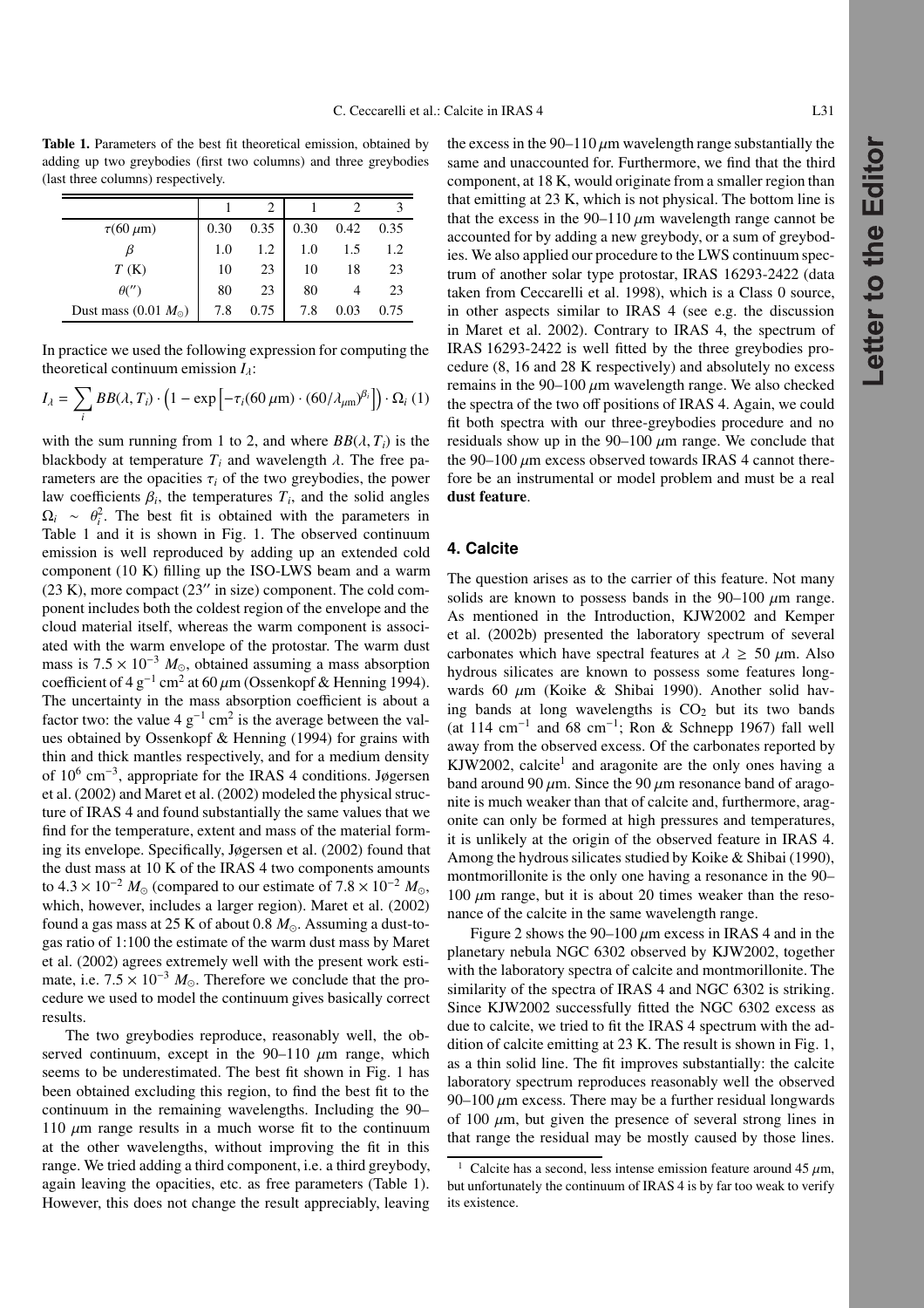**Table 1.** Parameters of the best fit theoretical emission, obtained by adding up two greybodies (first two columns) and three greybodies (last three columns) respectively.

| | 1 | 2 | 1 | 2 | 3 |
|---|---|---|---|---|---|
| $\tau(60\,\mu\mathrm{m})$ | 0.30 | 0.35 | 0.30 | 0.42 | 0.35 |
| $\beta$ | 1.0 | 1.2 | 1.0 | 1.5 | 1.2 |
| $T$ (K) | 10 | 23 | 10 | 18 | 23 |
| $\theta('')$ | 80 | 23 | 80 | 4 | 23 |
| Dust mass (0.01 $M_{\odot}$) | 7.8 | 0.75 | 7.8 | 0.03 | 0.75 |

In practice we used the following expression for computing the theoretical continuum emission $I_\lambda$:

$$I_\lambda = \sum_i BB(\lambda, T_i) \cdot \left(1 - \exp\left[-\tau_i(60\,\mu\mathrm{m}) \cdot (60/\lambda_{\mu\mathrm{m}})^{\beta_i}\right]\right) \cdot \Omega_i \quad (1)$$

with the sum running from 1 to 2, and where $BB(\lambda, T_i)$ is the blackbody at temperature $T_i$ and wavelength $\lambda$. The free parameters are the opacities $\tau_i$ of the two greybodies, the power law coefficients $\beta_i$, the temperatures $T_i$, and the solid angles $\Omega_i \sim \theta_i^2$. The best fit is obtained with the parameters in Table 1 and it is shown in Fig. 1. The observed continuum emission is well reproduced by adding up an extended cold component (10 K) filling up the ISO-LWS beam and a warm (23 K), more compact (23″ in size) component. The cold component includes both the coldest region of the envelope and the cloud material itself, whereas the warm component is associated with the warm envelope of the protostar. The warm dust mass is $7.5 \times 10^{-3}$ $M_{\odot}$, obtained assuming a mass absorption coefficient of 4 $\mathrm{g}^{-1}\,\mathrm{cm}^2$ at 60 $\mu$m (Ossenkopf & Henning 1994). The uncertainty in the mass absorption coefficient is about a factor two: the value 4 $\mathrm{g}^{-1}\,\mathrm{cm}^2$ is the average between the values obtained by Ossenkopf & Henning (1994) for grains with thin and thick mantles respectively, and for a medium density of $10^6$ $\mathrm{cm}^{-3}$, appropriate for the IRAS 4 conditions. Jøgersen et al. (2002) and Maret et al. (2002) modeled the physical structure of IRAS 4 and found substantially the same values that we find for the temperature, extent and mass of the material forming its envelope. Specifically, Jøgersen et al. (2002) found that the dust mass at 10 K of the IRAS 4 two components amounts to $4.3 \times 10^{-2}$ $M_{\odot}$ (compared to our estimate of $7.8 \times 10^{-2}$ $M_{\odot}$, which, however, includes a larger region). Maret et al. (2002) found a gas mass at 25 K of about 0.8 $M_{\odot}$. Assuming a dust-to-gas ratio of 1:100 the estimate of the warm dust mass by Maret et al. (2002) agrees extremely well with the present work estimate, i.e. $7.5 \times 10^{-3}$ $M_{\odot}$. Therefore we conclude that the procedure we used to model the continuum gives basically correct results.

The two greybodies reproduce, reasonably well, the observed continuum, except in the 90–110 $\mu$m range, which seems to be underestimated. The best fit shown in Fig. 1 has been obtained excluding this region, to find the best fit to the continuum in the remaining wavelengths. Including the 90–110 $\mu$m range results in a much worse fit to the continuum at the other wavelengths, without improving the fit in this range. We tried adding a third component, i.e. a third greybody, again leaving the opacities, etc. as free parameters (Table 1). However, this does not change the result appreciably, leaving the excess in the 90–110 $\mu$m wavelength range substantially the same and unaccounted for. Furthermore, we find that the third component, at 18 K, would originate from a smaller region than that emitting at 23 K, which is not physical. The bottom line is that the excess in the 90–110 $\mu$m wavelength range cannot be accounted for by adding a new greybody, or a sum of greybodies. We also applied our procedure to the LWS continuum spectrum of another solar type protostar, IRAS 16293-2422 (data taken from Ceccarelli et al. 1998), which is a Class 0 source, in other aspects similar to IRAS 4 (see e.g. the discussion in Maret et al. 2002). Contrary to IRAS 4, the spectrum of IRAS 16293-2422 is well fitted by the three greybodies procedure (8, 16 and 28 K respectively) and absolutely no excess remains in the 90–100 $\mu$m wavelength range. We also checked the spectra of the two off positions of IRAS 4. Again, we could fit both spectra with our three-greybodies procedure and no residuals show up in the 90–100 $\mu$m range. We conclude that the 90–100 $\mu$m excess observed towards IRAS 4 cannot therefore be an instrumental or model problem and must be a real **dust feature**.

## 4. Calcite

The question arises as to the carrier of this feature. Not many solids are known to possess bands in the 90–100 $\mu$m range. As mentioned in the Introduction, KJW2002 and Kemper et al. (2002b) presented the laboratory spectrum of several carbonates which have spectral features at $\lambda \geq 50$ $\mu$m. Also hydrous silicates are known to possess some features longwards 60 $\mu$m (Koike & Shibai 1990). Another solid having bands at long wavelengths is $CO_2$ but its two bands (at 114 $\mathrm{cm}^{-1}$ and 68 $\mathrm{cm}^{-1}$; Ron & Schnepp 1967) fall well away from the observed excess. Of the carbonates reported by KJW2002, calcite[1] and aragonite are the only ones having a band around 90 $\mu$m. Since the 90 $\mu$m resonance band of aragonite is much weaker than that of calcite and, furthermore, aragonite can only be formed at high pressures and temperatures, it is unlikely at the origin of the observed feature in IRAS 4. Among the hydrous silicates studied by Koike & Shibai (1990), montmorillonite is the only one having a resonance in the 90–100 $\mu$m range, but it is about 20 times weaker than the resonance of the calcite in the same wavelength range.

Figure 2 shows the 90–100 $\mu$m excess in IRAS 4 and in the planetary nebula NGC 6302 observed by KJW2002, together with the laboratory spectra of calcite and montmorillonite. The similarity of the spectra of IRAS 4 and NGC 6302 is striking. Since KJW2002 successfully fitted the NGC 6302 excess as due to calcite, we tried to fit the IRAS 4 spectrum with the addition of calcite emitting at 23 K. The result is shown in Fig. 1, as a thin solid line. The fit improves substantially: the calcite laboratory spectrum reproduces reasonably well the observed 90–100 $\mu$m excess. There may be a further residual longwards of 100 $\mu$m, but given the presence of several strong lines in that range the residual may be mostly caused by those lines.

[1] Calcite has a second, less intense emission feature around 45 $\mu$m, but unfortunately the continuum of IRAS 4 is by far too weak to verify its existence.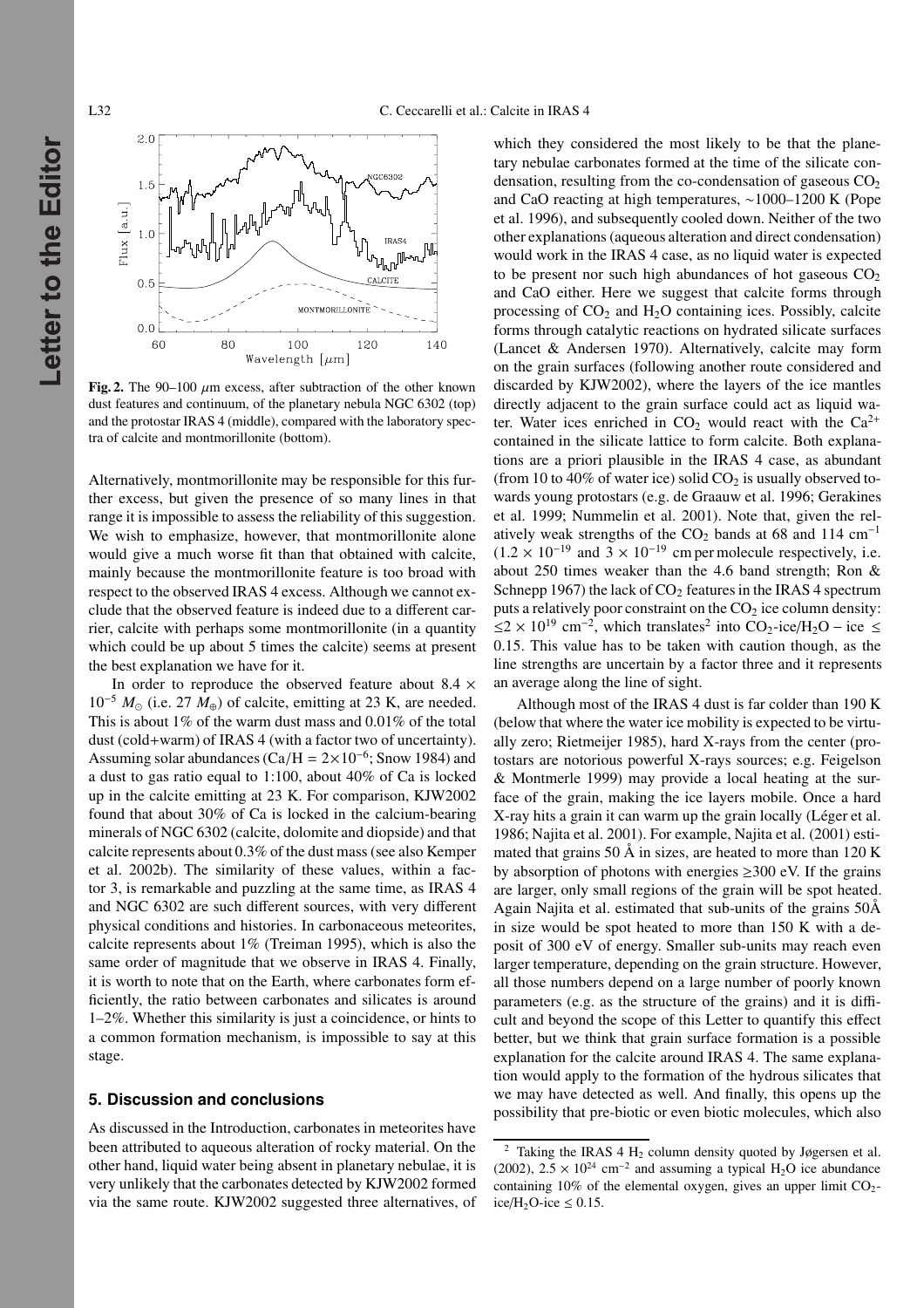**Fig. 2.** The 90–100 $\mu$m excess, after subtraction of the other known dust features and continuum, of the planetary nebula NGC 6302 (top) and the protostar IRAS 4 (middle), compared with the laboratory spectra of calcite and montmorillonite (bottom).

Alternatively, montmorillonite may be responsible for this further excess, but given the presence of so many lines in that range it is impossible to assess the reliability of this suggestion. We wish to emphasize, however, that montmorillonite alone would give a much worse fit than that obtained with calcite, mainly because the montmorillonite feature is too broad with respect to the observed IRAS 4 excess. Although we cannot exclude that the observed feature is indeed due to a different carrier, calcite with perhaps some montmorillonite (in a quantity which could be up about 5 times the calcite) seems at present the best explanation we have for it.

In order to reproduce the observed feature about $8.4 \times 10^{-5}$ $M_\odot$ (i.e. 27 $M_\oplus$) of calcite, emitting at 23 K, are needed. This is about 1% of the warm dust mass and 0.01% of the total dust (cold+warm) of IRAS 4 (with a factor two of uncertainty). Assuming solar abundances (Ca/H = $2\times10^{-6}$; Snow 1984) and a dust to gas ratio equal to 1:100, about 40% of Ca is locked up in the calcite emitting at 23 K. For comparison, KJW2002 found that about 30% of Ca is locked in the calcium-bearing minerals of NGC 6302 (calcite, dolomite and diopside) and that calcite represents about 0.3% of the dust mass (see also Kemper et al. 2002b). The similarity of these values, within a factor 3, is remarkable and puzzling at the same time, as IRAS 4 and NGC 6302 are such different sources, with very different physical conditions and histories. In carbonaceous meteorites, calcite represents about 1% (Treiman 1995), which is also the same order of magnitude that we observe in IRAS 4. Finally, it is worth to note that on the Earth, where carbonates form efficiently, the ratio between carbonates and silicates is around 1–2%. Whether this similarity is just a coincidence, or hints to a common formation mechanism, is impossible to say at this stage.

## 5. Discussion and conclusions

As discussed in the Introduction, carbonates in meteorites have been attributed to aqueous alteration of rocky material. On the other hand, liquid water being absent in planetary nebulae, it is very unlikely that the carbonates detected by KJW2002 formed via the same route. KJW2002 suggested three alternatives, of which they considered the most likely to be that the planetary nebulae carbonates formed at the time of the silicate condensation, resulting from the co-condensation of gaseous $CO_2$ and CaO reacting at high temperatures, ∼1000–1200 K (Pope et al. 1996), and subsequently cooled down. Neither of the two other explanations (aqueous alteration and direct condensation) would work in the IRAS 4 case, as no liquid water is expected to be present nor such high abundances of hot gaseous $CO_2$ and CaO either. Here we suggest that calcite forms through processing of $CO_2$ and $H_2O$ containing ices. Possibly, calcite forms through catalytic reactions on hydrated silicate surfaces (Lancet & Andersen 1970). Alternatively, calcite may form on the grain surfaces (following another route considered and discarded by KJW2002), where the layers of the ice mantles directly adjacent to the grain surface could act as liquid water. Water ices enriched in $CO_2$ would react with the $Ca^{2+}$ contained in the silicate lattice to form calcite. Both explanations are a priori plausible in the IRAS 4 case, as abundant (from 10 to 40% of water ice) solid $CO_2$ is usually observed towards young protostars (e.g. de Graauw et al. 1996; Gerakines et al. 1999; Nummelin et al. 2001). Note that, given the relatively weak strengths of the $CO_2$ bands at 68 and 114 cm$^{-1}$ ($1.2 \times 10^{-19}$ and $3 \times 10^{-19}$ cm per molecule respectively, i.e. about 250 times weaker than the 4.6 band strength; Ron & Schnepp 1967) the lack of $CO_2$ features in the IRAS 4 spectrum puts a relatively poor constraint on the $CO_2$ ice column density: $\leq 2 \times 10^{19}$ cm$^{-2}$, which translates[2] into $CO_2$-ice/$H_2O$ – ice $\leq$ 0.15. This value has to be taken with caution though, as the line strengths are uncertain by a factor three and it represents an average along the line of sight.

Although most of the IRAS 4 dust is far colder than 190 K (below that where the water ice mobility is expected to be virtually zero; Rietmeijer 1985), hard X-rays from the center (protostars are notorious powerful X-rays sources; e.g. Feigelson & Montmerle 1999) may provide a local heating at the surface of the grain, making the ice layers mobile. Once a hard X-ray hits a grain it can warm up the grain locally (Léger et al. 1986; Najita et al. 2001). For example, Najita et al. (2001) estimated that grains 50 Å in sizes, are heated to more than 120 K by absorption of photons with energies ≥300 eV. If the grains are larger, only small regions of the grain will be spot heated. Again Najita et al. estimated that sub-units of the grains 50Å in size would be spot heated to more than 150 K with a deposit of 300 eV of energy. Smaller sub-units may reach even larger temperature, depending on the grain structure. However, all those numbers depend on a large number of poorly known parameters (e.g. as the structure of the grains) and it is difficult and beyond the scope of this Letter to quantify this effect better, but we think that grain surface formation is a possible explanation for the calcite around IRAS 4. The same explanation would apply to the formation of the hydrous silicates that we may have detected as well. And finally, this opens up the possibility that pre-biotic or even biotic molecules, which also

[2] Taking the IRAS 4 $H_2$ column density quoted by Jøgersen et al. (2002), $2.5 \times 10^{24}$ cm$^{-2}$ and assuming a typical $H_2O$ ice abundance containing 10% of the elemental oxygen, gives an upper limit $CO_2$-ice/$H_2O$-ice $\leq$ 0.15.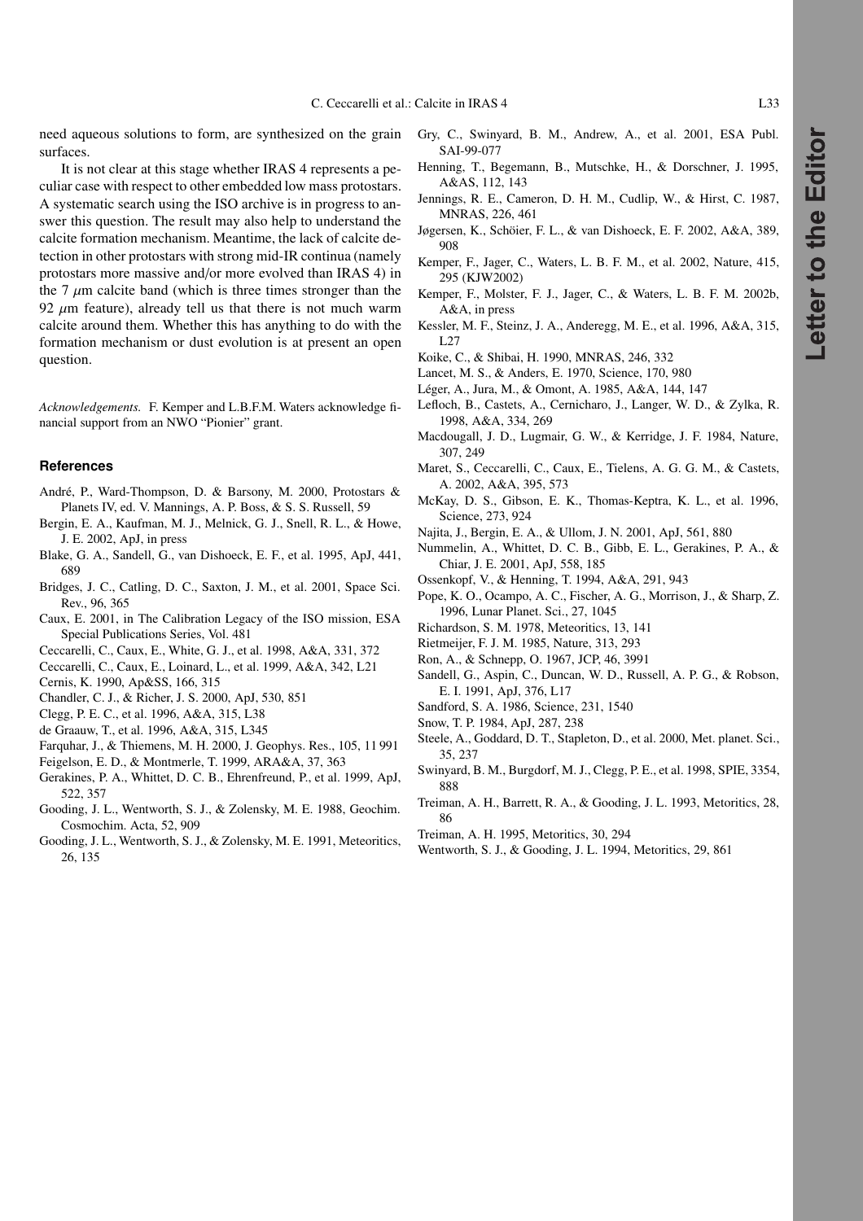need aqueous solutions to form, are synthesized on the grain surfaces.

It is not clear at this stage whether IRAS 4 represents a peculiar case with respect to other embedded low mass protostars. A systematic search using the ISO archive is in progress to answer this question. The result may also help to understand the calcite formation mechanism. Meantime, the lack of calcite detection in other protostars with strong mid-IR continua (namely protostars more massive and/or more evolved than IRAS 4) in the 7 $\mu$m calcite band (which is three times stronger than the 92 $\mu$m feature), already tell us that there is not much warm calcite around them. Whether this has anything to do with the formation mechanism or dust evolution is at present an open question.

*Acknowledgements.* F. Kemper and L.B.F.M. Waters acknowledge financial support from an NWO "Pionier" grant.

## References

André, P., Ward-Thompson, D. & Barsony, M. 2000, Protostars & Planets IV, ed. V. Mannings, A. P. Boss, & S. S. Russell, 59

Bergin, E. A., Kaufman, M. J., Melnick, G. J., Snell, R. L., & Howe, J. E. 2002, ApJ, in press

Blake, G. A., Sandell, G., van Dishoeck, E. F., et al. 1995, ApJ, 441, 689

Bridges, J. C., Catling, D. C., Saxton, J. M., et al. 2001, Space Sci. Rev., 96, 365

Caux, E. 2001, in The Calibration Legacy of the ISO mission, ESA Special Publications Series, Vol. 481

Ceccarelli, C., Caux, E., White, G. J., et al. 1998, A&A, 331, 372

Ceccarelli, C., Caux, E., Loinard, L., et al. 1999, A&A, 342, L21

Cernis, K. 1990, Ap&SS, 166, 315

Chandler, C. J., & Richer, J. S. 2000, ApJ, 530, 851

Clegg, P. E. C., et al. 1996, A&A, 315, L38

de Graauw, T., et al. 1996, A&A, 315, L345

Farquhar, J., & Thiemens, M. H. 2000, J. Geophys. Res., 105, 11 991

Feigelson, E. D., & Montmerle, T. 1999, ARA&A, 37, 363

Gerakines, P. A., Whittet, D. C. B., Ehrenfreund, P., et al. 1999, ApJ, 522, 357

Gooding, J. L., Wentworth, S. J., & Zolensky, M. E. 1988, Geochim. Cosmochim. Acta, 52, 909

Gooding, J. L., Wentworth, S. J., & Zolensky, M. E. 1991, Meteoritics, 26, 135

Gry, C., Swinyard, B. M., Andrew, A., et al. 2001, ESA Publ. SAI-99-077

Henning, T., Begemann, B., Mutschke, H., & Dorschner, J. 1995, A&AS, 112, 143

Jennings, R. E., Cameron, D. H. M., Cudlip, W., & Hirst, C. 1987, MNRAS, 226, 461

Jøgersen, K., Schöier, F. L., & van Dishoeck, E. F. 2002, A&A, 389, 908

Kemper, F., Jager, C., Waters, L. B. F. M., et al. 2002, Nature, 415, 295 (KJW2002)

Kemper, F., Molster, F. J., Jager, C., & Waters, L. B. F. M. 2002b, A&A, in press

Kessler, M. F., Steinz, J. A., Anderegg, M. E., et al. 1996, A&A, 315, L27

Koike, C., & Shibai, H. 1990, MNRAS, 246, 332

Lancet, M. S., & Anders, E. 1970, Science, 170, 980

Léger, A., Jura, M., & Omont, A. 1985, A&A, 144, 147

Lefloch, B., Castets, A., Cernicharo, J., Langer, W. D., & Zylka, R. 1998, A&A, 334, 269

Macdougall, J. D., Lugmair, G. W., & Kerridge, J. F. 1984, Nature, 307, 249

Maret, S., Ceccarelli, C., Caux, E., Tielens, A. G. G. M., & Castets, A. 2002, A&A, 395, 573

McKay, D. S., Gibson, E. K., Thomas-Keptra, K. L., et al. 1996, Science, 273, 924

Najita, J., Bergin, E. A., & Ullom, J. N. 2001, ApJ, 561, 880

Nummelin, A., Whittet, D. C. B., Gibb, E. L., Gerakines, P. A., & Chiar, J. E. 2001, ApJ, 558, 185

Ossenkopf, V., & Henning, T. 1994, A&A, 291, 943

Pope, K. O., Ocampo, A. C., Fischer, A. G., Morrison, J., & Sharp, Z. 1996, Lunar Planet. Sci., 27, 1045

Richardson, S. M. 1978, Meteoritics, 13, 141

Rietmeijer, F. J. M. 1985, Nature, 313, 293

Ron, A., & Schnepp, O. 1967, JCP, 46, 3991

Sandell, G., Aspin, C., Duncan, W. D., Russell, A. P. G., & Robson, E. I. 1991, ApJ, 376, L17

Sandford, S. A. 1986, Science, 231, 1540

Snow, T. P. 1984, ApJ, 287, 238

Steele, A., Goddard, D. T., Stapleton, D., et al. 2000, Met. planet. Sci., 35, 237

Swinyard, B. M., Burgdorf, M. J., Clegg, P. E., et al. 1998, SPIE, 3354, 888

Treiman, A. H., Barrett, R. A., & Gooding, J. L. 1993, Metoritics, 28, 86

Treiman, A. H. 1995, Metoritics, 30, 294

Wentworth, S. J., & Gooding, J. L. 1994, Metoritics, 29, 861